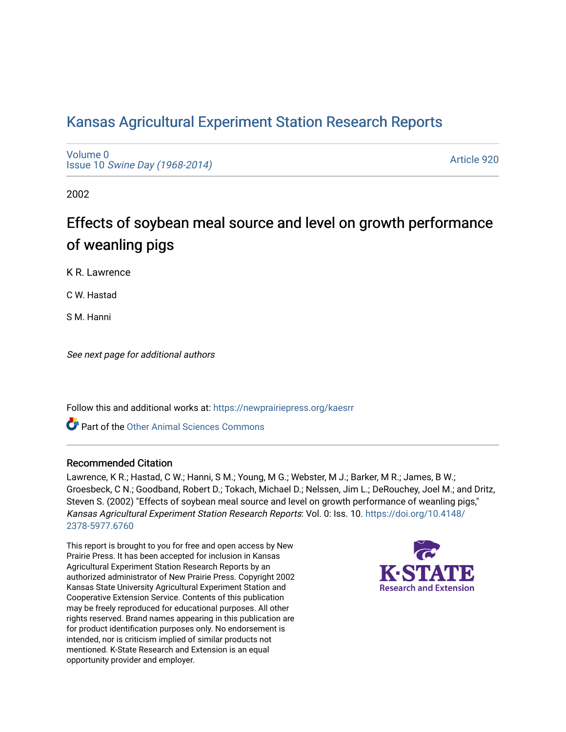# Kansas Agricultural Experiment Station Research Reports

Volume 0
Issue 10 *Swine Day (1968-2014)*

Article 920

2002

## Effects of soybean meal source and level on growth performance of weanling pigs

K R. Lawrence

C W. Hastad

S M. Hanni

*See next page for additional authors*

Follow this and additional works at: https://newprairiepress.org/kaesrr

Part of the Other Animal Sciences Commons

### Recommended Citation

Lawrence, K R.; Hastad, C W.; Hanni, S M.; Young, M G.; Webster, M J.; Barker, M R.; James, B W.; Groesbeck, C N.; Goodband, Robert D.; Tokach, Michael D.; Nelssen, Jim L.; DeRouchey, Joel M.; and Dritz, Steven S. (2002) "Effects of soybean meal source and level on growth performance of weanling pigs," *Kansas Agricultural Experiment Station Research Reports*: Vol. 0: Iss. 10. https://doi.org/10.4148/2378-5977.6760

This report is brought to you for free and open access by New Prairie Press. It has been accepted for inclusion in Kansas Agricultural Experiment Station Research Reports by an authorized administrator of New Prairie Press. Copyright 2002 Kansas State University Agricultural Experiment Station and Cooperative Extension Service. Contents of this publication may be freely reproduced for educational purposes. All other rights reserved. Brand names appearing in this publication are for product identification purposes only. No endorsement is intended, nor is criticism implied of similar products not mentioned. K-State Research and Extension is an equal opportunity provider and employer.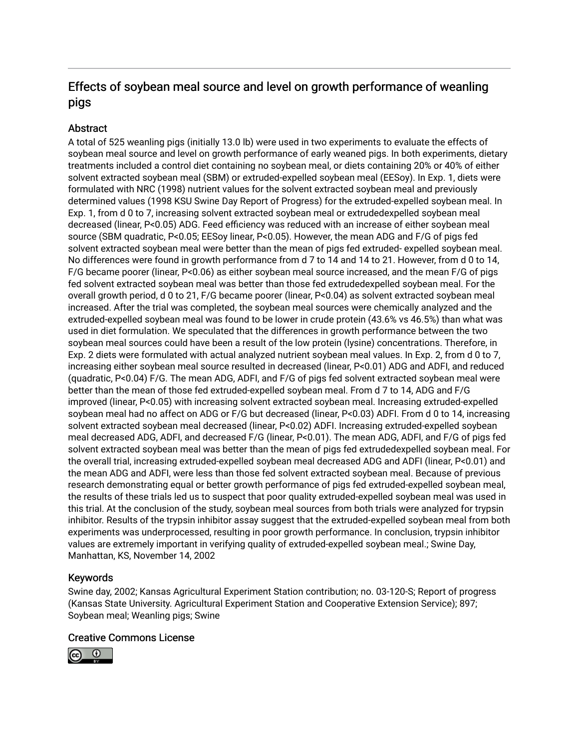# Effects of soybean meal source and level on growth performance of weanling pigs

## Abstract

A total of 525 weanling pigs (initially 13.0 lb) were used in two experiments to evaluate the effects of soybean meal source and level on growth performance of early weaned pigs. In both experiments, dietary treatments included a control diet containing no soybean meal, or diets containing 20% or 40% of either solvent extracted soybean meal (SBM) or extruded-expelled soybean meal (EESoy). In Exp. 1, diets were formulated with NRC (1998) nutrient values for the solvent extracted soybean meal and previously determined values (1998 KSU Swine Day Report of Progress) for the extruded-expelled soybean meal. In Exp. 1, from d 0 to 7, increasing solvent extracted soybean meal or extrudedexpelled soybean meal decreased (linear, $P<0.05$) ADG. Feed efficiency was reduced with an increase of either soybean meal source (SBM quadratic, $P<0.05$; EESoy linear, $P<0.05$). However, the mean ADG and F/G of pigs fed solvent extracted soybean meal were better than the mean of pigs fed extruded- expelled soybean meal. No differences were found in growth performance from d 7 to 14 and 14 to 21. However, from d 0 to 14, F/G became poorer (linear, $P<0.06$) as either soybean meal source increased, and the mean F/G of pigs fed solvent extracted soybean meal was better than those fed extrudedexpelled soybean meal. For the overall growth period, d 0 to 21, F/G became poorer (linear, $P<0.04$) as solvent extracted soybean meal increased. After the trial was completed, the soybean meal sources were chemically analyzed and the extruded-expelled soybean meal was found to be lower in crude protein (43.6% vs 46.5%) than what was used in diet formulation. We speculated that the differences in growth performance between the two soybean meal sources could have been a result of the low protein (lysine) concentrations. Therefore, in Exp. 2 diets were formulated with actual analyzed nutrient soybean meal values. In Exp. 2, from d 0 to 7, increasing either soybean meal source resulted in decreased (linear, $P<0.01$) ADG and ADFI, and reduced (quadratic, $P<0.04$) F/G. The mean ADG, ADFI, and F/G of pigs fed solvent extracted soybean meal were better than the mean of those fed extruded-expelled soybean meal. From d 7 to 14, ADG and F/G improved (linear, $P<0.05$) with increasing solvent extracted soybean meal. Increasing extruded-expelled soybean meal had no affect on ADG or F/G but decreased (linear, $P<0.03$) ADFI. From d 0 to 14, increasing solvent extracted soybean meal decreased (linear, $P<0.02$) ADFI. Increasing extruded-expelled soybean meal decreased ADG, ADFI, and decreased F/G (linear, $P<0.01$). The mean ADG, ADFI, and F/G of pigs fed solvent extracted soybean meal was better than the mean of pigs fed extrudedexpelled soybean meal. For the overall trial, increasing extruded-expelled soybean meal decreased ADG and ADFI (linear, $P<0.01$) and the mean ADG and ADFI, were less than those fed solvent extracted soybean meal. Because of previous research demonstrating equal or better growth performance of pigs fed extruded-expelled soybean meal, the results of these trials led us to suspect that poor quality extruded-expelled soybean meal was used in this trial. At the conclusion of the study, soybean meal sources from both trials were analyzed for trypsin inhibitor. Results of the trypsin inhibitor assay suggest that the extruded-expelled soybean meal from both experiments was underprocessed, resulting in poor growth performance. In conclusion, trypsin inhibitor values are extremely important in verifying quality of extruded-expelled soybean meal.; Swine Day, Manhattan, KS, November 14, 2002

## Keywords

Swine day, 2002; Kansas Agricultural Experiment Station contribution; no. 03-120-S; Report of progress (Kansas State University. Agricultural Experiment Station and Cooperative Extension Service); 897; Soybean meal; Weanling pigs; Swine

## Creative Commons License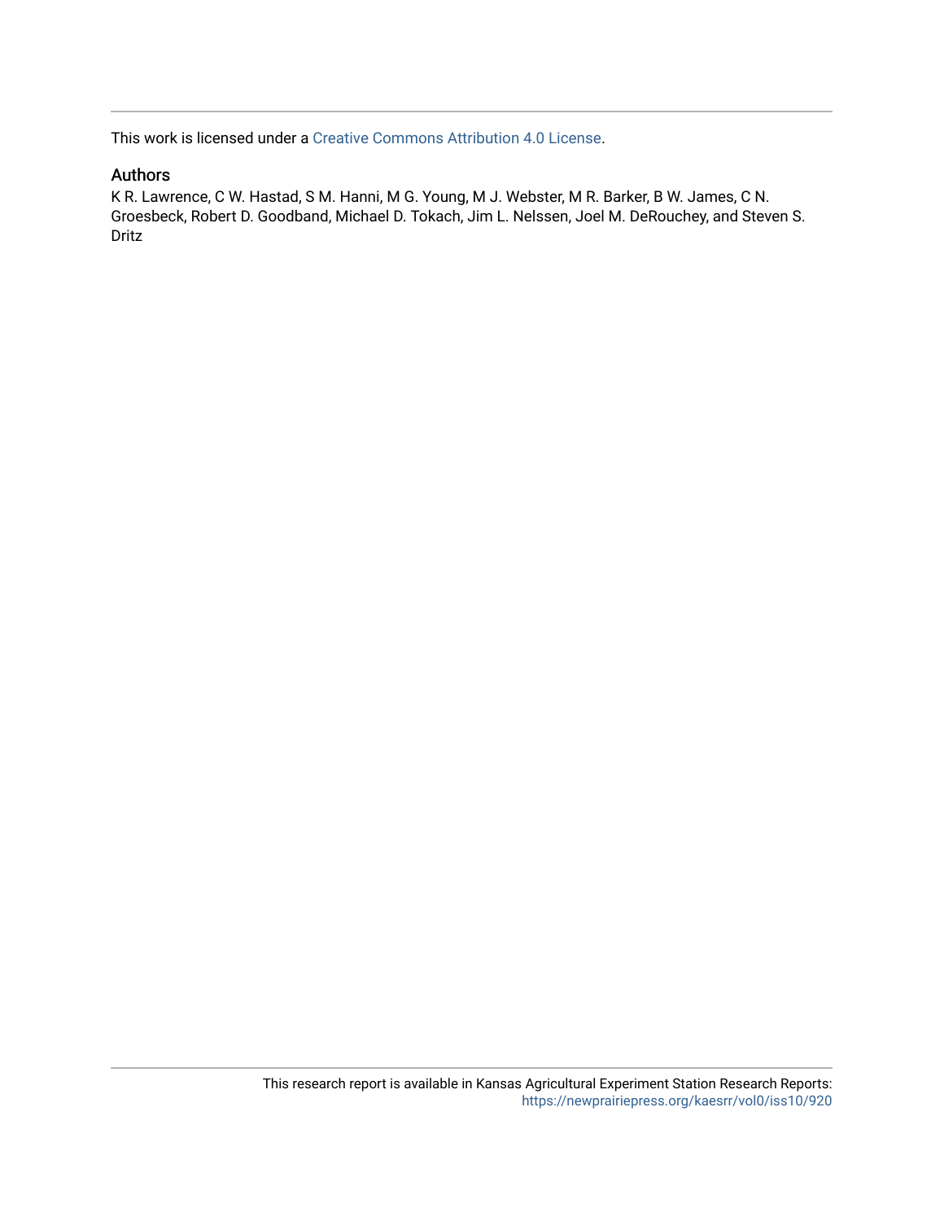This work is licensed under a Creative Commons Attribution 4.0 License.

## Authors

K R. Lawrence, C W. Hastad, S M. Hanni, M G. Young, M J. Webster, M R. Barker, B W. James, C N. Groesbeck, Robert D. Goodband, Michael D. Tokach, Jim L. Nelssen, Joel M. DeRouchey, and Steven S. Dritz

This research report is available in Kansas Agricultural Experiment Station Research Reports: https://newprairiepress.org/kaesrr/vol0/iss10/920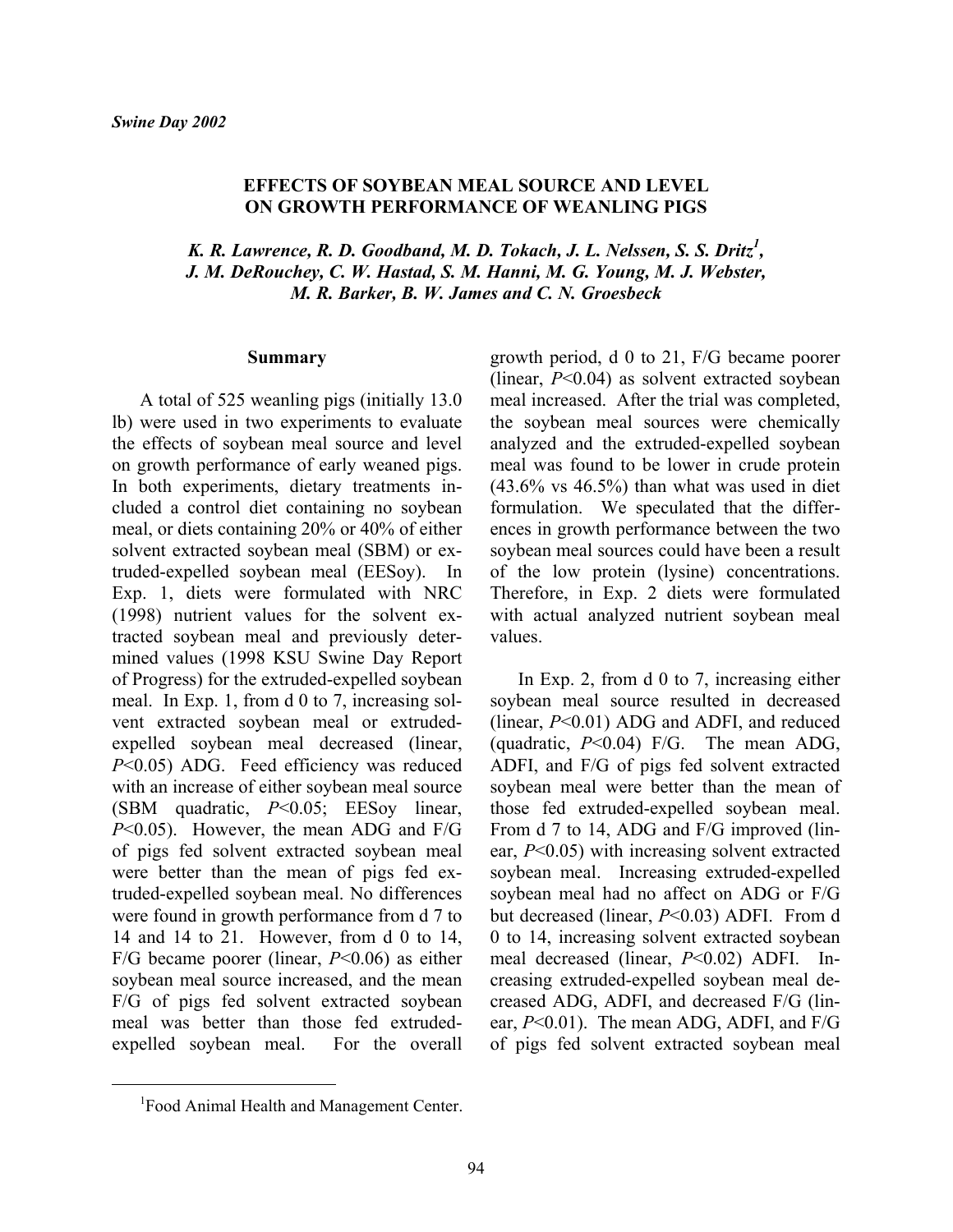*Swine Day 2002*

# EFFECTS OF SOYBEAN MEAL SOURCE AND LEVEL ON GROWTH PERFORMANCE OF WEANLING PIGS

***K. R. Lawrence, R. D. Goodband, M. D. Tokach, J. L. Nelssen, S. S. Dritz[1], J. M. DeRouchey, C. W. Hastad, S. M. Hanni, M. G. Young, M. J. Webster, M. R. Barker, B. W. James and C. N. Groesbeck***

## Summary

A total of 525 weanling pigs (initially 13.0 lb) were used in two experiments to evaluate the effects of soybean meal source and level on growth performance of early weaned pigs. In both experiments, dietary treatments included a control diet containing no soybean meal, or diets containing 20% or 40% of either solvent extracted soybean meal (SBM) or extruded-expelled soybean meal (EESoy). In Exp. 1, diets were formulated with NRC (1998) nutrient values for the solvent extracted soybean meal and previously determined values (1998 KSU Swine Day Report of Progress) for the extruded-expelled soybean meal. In Exp. 1, from d 0 to 7, increasing solvent extracted soybean meal or extruded-expelled soybean meal decreased (linear, $P<0.05$) ADG. Feed efficiency was reduced with an increase of either soybean meal source (SBM quadratic, $P<0.05$; EESoy linear, $P<0.05$). However, the mean ADG and F/G of pigs fed solvent extracted soybean meal were better than the mean of pigs fed extruded-expelled soybean meal. No differences were found in growth performance from d 7 to 14 and 14 to 21. However, from d 0 to 14, F/G became poorer (linear, $P<0.06$) as either soybean meal source increased, and the mean F/G of pigs fed solvent extracted soybean meal was better than those fed extruded-expelled soybean meal. For the overall growth period, d 0 to 21, F/G became poorer (linear, $P<0.04$) as solvent extracted soybean meal increased. After the trial was completed, the soybean meal sources were chemically analyzed and the extruded-expelled soybean meal was found to be lower in crude protein (43.6% vs 46.5%) than what was used in diet formulation. We speculated that the differences in growth performance between the two soybean meal sources could have been a result of the low protein (lysine) concentrations. Therefore, in Exp. 2 diets were formulated with actual analyzed nutrient soybean meal values.

In Exp. 2, from d 0 to 7, increasing either soybean meal source resulted in decreased (linear, $P<0.01$) ADG and ADFI, and reduced (quadratic, $P<0.04$) F/G. The mean ADG, ADFI, and F/G of pigs fed solvent extracted soybean meal were better than the mean of those fed extruded-expelled soybean meal. From d 7 to 14, ADG and F/G improved (linear, $P<0.05$) with increasing solvent extracted soybean meal. Increasing extruded-expelled soybean meal had no affect on ADG or F/G but decreased (linear, $P<0.03$) ADFI. From d 0 to 14, increasing solvent extracted soybean meal decreased (linear, $P<0.02$) ADFI. Increasing extruded-expelled soybean meal decreased ADG, ADFI, and decreased F/G (linear, $P<0.01$). The mean ADG, ADFI, and F/G of pigs fed solvent extracted soybean meal

[1]Food Animal Health and Management Center.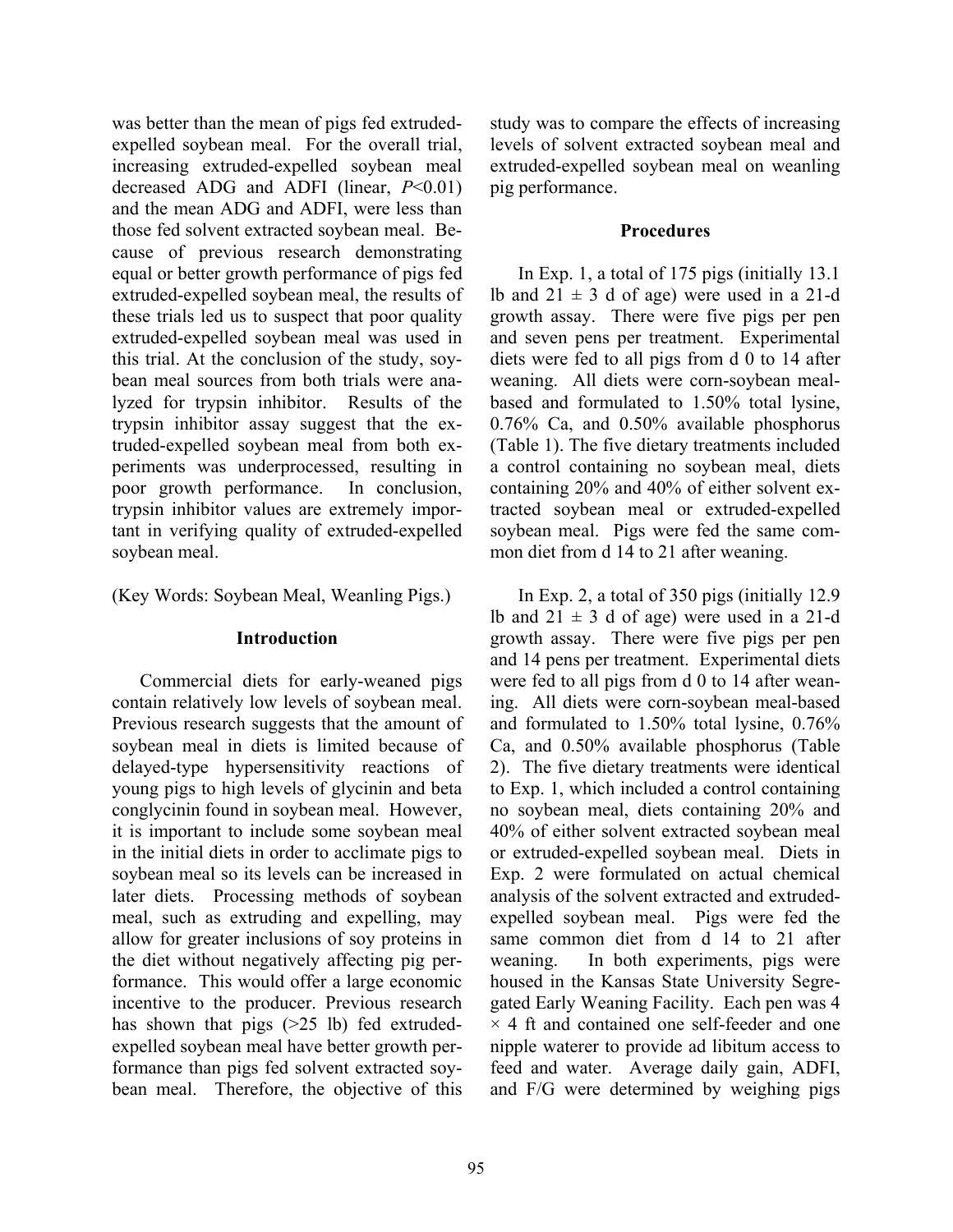was better than the mean of pigs fed extruded-expelled soybean meal. For the overall trial, increasing extruded-expelled soybean meal decreased ADG and ADFI (linear, $P<0.01$) and the mean ADG and ADFI, were less than those fed solvent extracted soybean meal. Because of previous research demonstrating equal or better growth performance of pigs fed extruded-expelled soybean meal, the results of these trials led us to suspect that poor quality extruded-expelled soybean meal was used in this trial. At the conclusion of the study, soybean meal sources from both trials were analyzed for trypsin inhibitor. Results of the trypsin inhibitor assay suggest that the extruded-expelled soybean meal from both experiments was underprocessed, resulting in poor growth performance. In conclusion, trypsin inhibitor values are extremely important in verifying quality of extruded-expelled soybean meal.

(Key Words: Soybean Meal, Weanling Pigs.)

## Introduction

Commercial diets for early-weaned pigs contain relatively low levels of soybean meal. Previous research suggests that the amount of soybean meal in diets is limited because of delayed-type hypersensitivity reactions of young pigs to high levels of glycinin and beta conglycinin found in soybean meal. However, it is important to include some soybean meal in the initial diets in order to acclimate pigs to soybean meal so its levels can be increased in later diets. Processing methods of soybean meal, such as extruding and expelling, may allow for greater inclusions of soy proteins in the diet without negatively affecting pig performance. This would offer a large economic incentive to the producer. Previous research has shown that pigs (>25 lb) fed extruded-expelled soybean meal have better growth performance than pigs fed solvent extracted soybean meal. Therefore, the objective of this study was to compare the effects of increasing levels of solvent extracted soybean meal and extruded-expelled soybean meal on weanling pig performance.

## Procedures

In Exp. 1, a total of 175 pigs (initially 13.1 lb and 21 ± 3 d of age) were used in a 21-d growth assay. There were five pigs per pen and seven pens per treatment. Experimental diets were fed to all pigs from d 0 to 14 after weaning. All diets were corn-soybean meal-based and formulated to 1.50% total lysine, 0.76% Ca, and 0.50% available phosphorus (Table 1). The five dietary treatments included a control containing no soybean meal, diets containing 20% and 40% of either solvent extracted soybean meal or extruded-expelled soybean meal. Pigs were fed the same common diet from d 14 to 21 after weaning.

In Exp. 2, a total of 350 pigs (initially 12.9 lb and 21 ± 3 d of age) were used in a 21-d growth assay. There were five pigs per pen and 14 pens per treatment. Experimental diets were fed to all pigs from d 0 to 14 after weaning. All diets were corn-soybean meal-based and formulated to 1.50% total lysine, 0.76% Ca, and 0.50% available phosphorus (Table 2). The five dietary treatments were identical to Exp. 1, which included a control containing no soybean meal, diets containing 20% and 40% of either solvent extracted soybean meal or extruded-expelled soybean meal. Diets in Exp. 2 were formulated on actual chemical analysis of the solvent extracted and extruded-expelled soybean meal. Pigs were fed the same common diet from d 14 to 21 after weaning. In both experiments, pigs were housed in the Kansas State University Segregated Early Weaning Facility. Each pen was 4 × 4 ft and contained one self-feeder and one nipple waterer to provide ad libitum access to feed and water. Average daily gain, ADFI, and F/G were determined by weighing pigs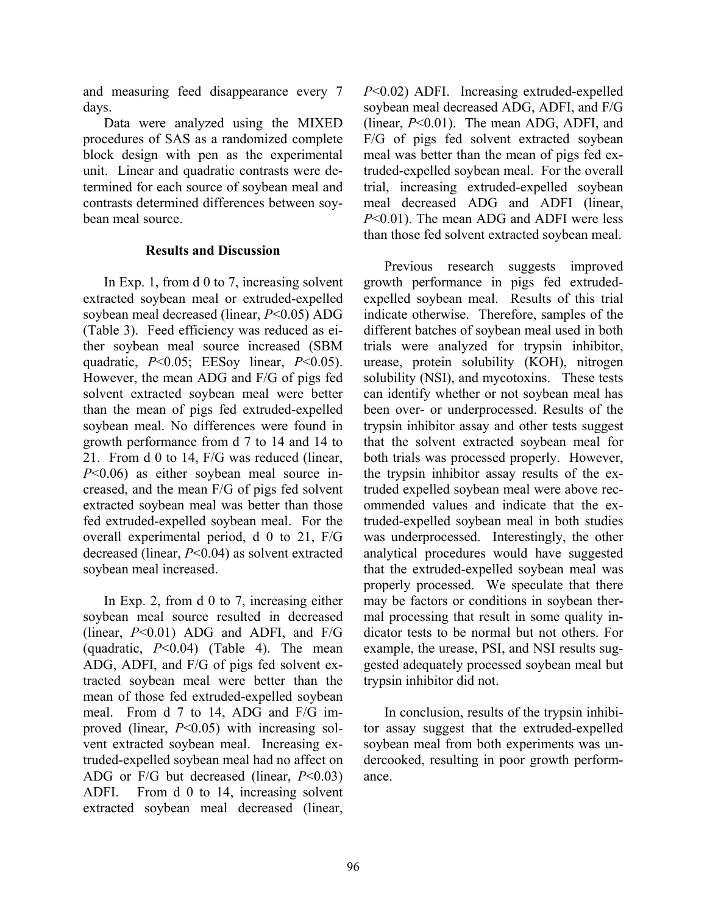and measuring feed disappearance every 7 days.

Data were analyzed using the MIXED procedures of SAS as a randomized complete block design with pen as the experimental unit. Linear and quadratic contrasts were determined for each source of soybean meal and contrasts determined differences between soybean meal source.

## Results and Discussion

In Exp. 1, from d 0 to 7, increasing solvent extracted soybean meal or extruded-expelled soybean meal decreased (linear, $P<0.05$) ADG (Table 3). Feed efficiency was reduced as either soybean meal source increased (SBM quadratic, $P<0.05$; EESoy linear, $P<0.05$). However, the mean ADG and F/G of pigs fed solvent extracted soybean meal were better than the mean of pigs fed extruded-expelled soybean meal. No differences were found in growth performance from d 7 to 14 and 14 to 21. From d 0 to 14, F/G was reduced (linear, $P<0.06$) as either soybean meal source increased, and the mean F/G of pigs fed solvent extracted soybean meal was better than those fed extruded-expelled soybean meal. For the overall experimental period, d 0 to 21, F/G decreased (linear, $P<0.04$) as solvent extracted soybean meal increased.

In Exp. 2, from d 0 to 7, increasing either soybean meal source resulted in decreased (linear, $P<0.01$) ADG and ADFI, and F/G (quadratic, $P<0.04$) (Table 4). The mean ADG, ADFI, and F/G of pigs fed solvent extracted soybean meal were better than the mean of those fed extruded-expelled soybean meal. From d 7 to 14, ADG and F/G improved (linear, $P<0.05$) with increasing solvent extracted soybean meal. Increasing extruded-expelled soybean meal had no affect on ADG or F/G but decreased (linear, $P<0.03$) ADFI. From d 0 to 14, increasing solvent extracted soybean meal decreased (linear, $P<0.02$) ADFI. Increasing extruded-expelled soybean meal decreased ADG, ADFI, and F/G (linear, $P<0.01$). The mean ADG, ADFI, and F/G of pigs fed solvent extracted soybean meal was better than the mean of pigs fed extruded-expelled soybean meal. For the overall trial, increasing extruded-expelled soybean meal decreased ADG and ADFI (linear, $P<0.01$). The mean ADG and ADFI were less than those fed solvent extracted soybean meal.

Previous research suggests improved growth performance in pigs fed extruded-expelled soybean meal. Results of this trial indicate otherwise. Therefore, samples of the different batches of soybean meal used in both trials were analyzed for trypsin inhibitor, urease, protein solubility (KOH), nitrogen solubility (NSI), and mycotoxins. These tests can identify whether or not soybean meal has been over- or underprocessed. Results of the trypsin inhibitor assay and other tests suggest that the solvent extracted soybean meal for both trials was processed properly. However, the trypsin inhibitor assay results of the extruded expelled soybean meal were above recommended values and indicate that the extruded-expelled soybean meal in both studies was underprocessed. Interestingly, the other analytical procedures would have suggested that the extruded-expelled soybean meal was properly processed. We speculate that there may be factors or conditions in soybean thermal processing that result in some quality indicator tests to be normal but not others. For example, the urease, PSI, and NSI results suggested adequately processed soybean meal but trypsin inhibitor did not.

In conclusion, results of the trypsin inhibitor assay suggest that the extruded-expelled soybean meal from both experiments was undercooked, resulting in poor growth performance.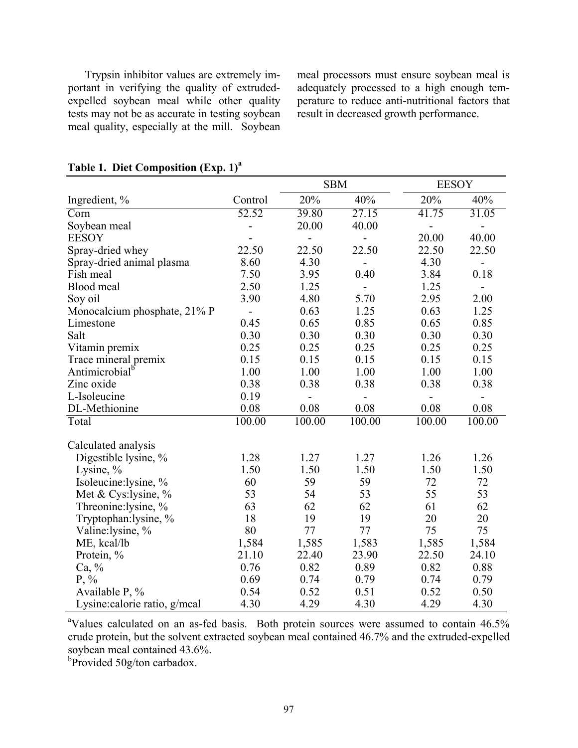Trypsin inhibitor values are extremely important in verifying the quality of extruded-expelled soybean meal while other quality tests may not be as accurate in testing soybean meal quality, especially at the mill. Soybean meal processors must ensure soybean meal is adequately processed to a high enough temperature to reduce anti-nutritional factors that result in decreased growth performance.

**Table 1. Diet Composition (Exp. 1)[a]**

| | | SBM | | EESOY | |
|---|---|---|---|---|---|
| Ingredient, % | Control | 20% | 40% | 20% | 40% |
| Corn | 52.52 | 39.80 | 27.15 | 41.75 | 31.05 |
| Soybean meal | - | 20.00 | 40.00 | - | - |
| EESOY | - | - | - | 20.00 | 40.00 |
| Spray-dried whey | 22.50 | 22.50 | 22.50 | 22.50 | 22.50 |
| Spray-dried animal plasma | 8.60 | 4.30 | - | 4.30 | - |
| Fish meal | 7.50 | 3.95 | 0.40 | 3.84 | 0.18 |
| Blood meal | 2.50 | 1.25 | - | 1.25 | - |
| Soy oil | 3.90 | 4.80 | 5.70 | 2.95 | 2.00 |
| Monocalcium phosphate, 21% P | - | 0.63 | 1.25 | 0.63 | 1.25 |
| Limestone | 0.45 | 0.65 | 0.85 | 0.65 | 0.85 |
| Salt | 0.30 | 0.30 | 0.30 | 0.30 | 0.30 |
| Vitamin premix | 0.25 | 0.25 | 0.25 | 0.25 | 0.25 |
| Trace mineral premix | 0.15 | 0.15 | 0.15 | 0.15 | 0.15 |
| Antimicrobial[b] | 1.00 | 1.00 | 1.00 | 1.00 | 1.00 |
| Zinc oxide | 0.38 | 0.38 | 0.38 | 0.38 | 0.38 |
| L-Isoleucine | 0.19 | - | - | - | - |
| DL-Methionine | 0.08 | 0.08 | 0.08 | 0.08 | 0.08 |
| Total | 100.00 | 100.00 | 100.00 | 100.00 | 100.00 |
| | | | | | |
| Calculated analysis | | | | | |
| Digestible lysine, % | 1.28 | 1.27 | 1.27 | 1.26 | 1.26 |
| Lysine, % | 1.50 | 1.50 | 1.50 | 1.50 | 1.50 |
| Isoleucine:lysine, % | 60 | 59 | 59 | 72 | 72 |
| Met & Cys:lysine, % | 53 | 54 | 53 | 55 | 53 |
| Threonine:lysine, % | 63 | 62 | 62 | 61 | 62 |
| Tryptophan:lysine, % | 18 | 19 | 19 | 20 | 20 |
| Valine:lysine, % | 80 | 77 | 77 | 75 | 75 |
| ME, kcal/lb | 1,584 | 1,585 | 1,583 | 1,585 | 1,584 |
| Protein, % | 21.10 | 22.40 | 23.90 | 22.50 | 24.10 |
| Ca, % | 0.76 | 0.82 | 0.89 | 0.82 | 0.88 |
| P, % | 0.69 | 0.74 | 0.79 | 0.74 | 0.79 |
| Available P, % | 0.54 | 0.52 | 0.51 | 0.52 | 0.50 |
| Lysine:calorie ratio, g/mcal | 4.30 | 4.29 | 4.30 | 4.29 | 4.30 |

[a]Values calculated on an as-fed basis. Both protein sources were assumed to contain 46.5% crude protein, but the solvent extracted soybean meal contained 46.7% and the extruded-expelled soybean meal contained 43.6%.

[b]Provided 50g/ton carbadox.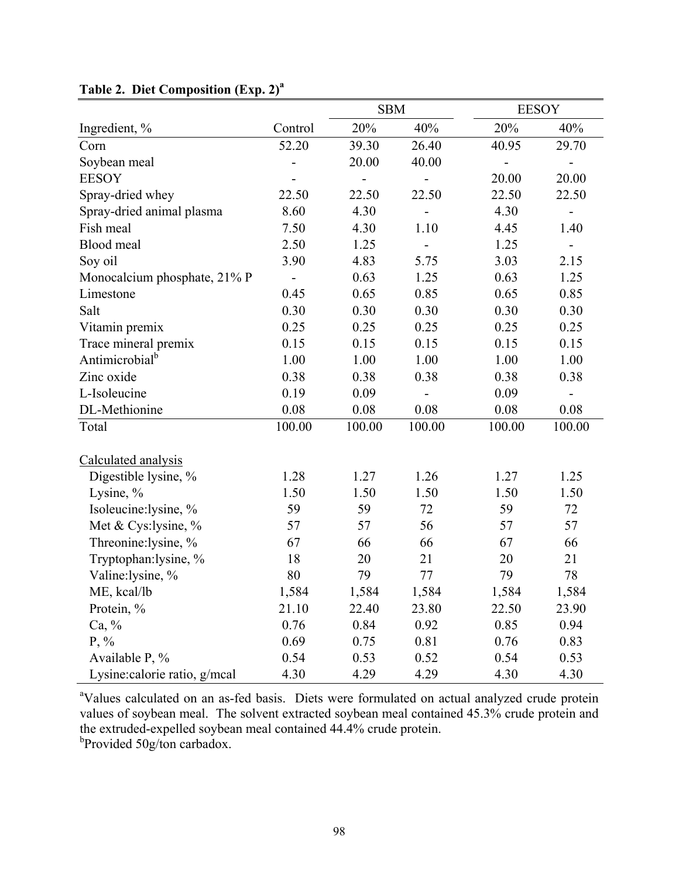**Table 2. Diet Composition (Exp. 2)[a]**

| Ingredient, % | Control | SBM 20% | SBM 40% | EESOY 20% | EESOY 40% |
|---|---|---|---|---|---|
| Corn | 52.20 | 39.30 | 26.40 | 40.95 | 29.70 |
| Soybean meal | - | 20.00 | 40.00 | - | - |
| EESOY | - | - | - | 20.00 | 20.00 |
| Spray-dried whey | 22.50 | 22.50 | 22.50 | 22.50 | 22.50 |
| Spray-dried animal plasma | 8.60 | 4.30 | - | 4.30 | - |
| Fish meal | 7.50 | 4.30 | 1.10 | 4.45 | 1.40 |
| Blood meal | 2.50 | 1.25 | - | 1.25 | - |
| Soy oil | 3.90 | 4.83 | 5.75 | 3.03 | 2.15 |
| Monocalcium phosphate, 21% P | - | 0.63 | 1.25 | 0.63 | 1.25 |
| Limestone | 0.45 | 0.65 | 0.85 | 0.65 | 0.85 |
| Salt | 0.30 | 0.30 | 0.30 | 0.30 | 0.30 |
| Vitamin premix | 0.25 | 0.25 | 0.25 | 0.25 | 0.25 |
| Trace mineral premix | 0.15 | 0.15 | 0.15 | 0.15 | 0.15 |
| Antimicrobial[b] | 1.00 | 1.00 | 1.00 | 1.00 | 1.00 |
| Zinc oxide | 0.38 | 0.38 | 0.38 | 0.38 | 0.38 |
| L-Isoleucine | 0.19 | 0.09 | - | 0.09 | - |
| DL-Methionine | 0.08 | 0.08 | 0.08 | 0.08 | 0.08 |
| Total | 100.00 | 100.00 | 100.00 | 100.00 | 100.00 |
| Calculated analysis | | | | | |
| Digestible lysine, % | 1.28 | 1.27 | 1.26 | 1.27 | 1.25 |
| Lysine, % | 1.50 | 1.50 | 1.50 | 1.50 | 1.50 |
| Isoleucine:lysine, % | 59 | 59 | 72 | 59 | 72 |
| Met & Cys:lysine, % | 57 | 57 | 56 | 57 | 57 |
| Threonine:lysine, % | 67 | 66 | 66 | 67 | 66 |
| Tryptophan:lysine, % | 18 | 20 | 21 | 20 | 21 |
| Valine:lysine, % | 80 | 79 | 77 | 79 | 78 |
| ME, kcal/lb | 1,584 | 1,584 | 1,584 | 1,584 | 1,584 |
| Protein, % | 21.10 | 22.40 | 23.80 | 22.50 | 23.90 |
| Ca, % | 0.76 | 0.84 | 0.92 | 0.85 | 0.94 |
| P, % | 0.69 | 0.75 | 0.81 | 0.76 | 0.83 |
| Available P, % | 0.54 | 0.53 | 0.52 | 0.54 | 0.53 |
| Lysine:calorie ratio, g/mcal | 4.30 | 4.29 | 4.29 | 4.30 | 4.30 |

[a]Values calculated on an as-fed basis. Diets were formulated on actual analyzed crude protein values of soybean meal. The solvent extracted soybean meal contained 45.3% crude protein and the extruded-expelled soybean meal contained 44.4% crude protein.

[b]Provided 50g/ton carbadox.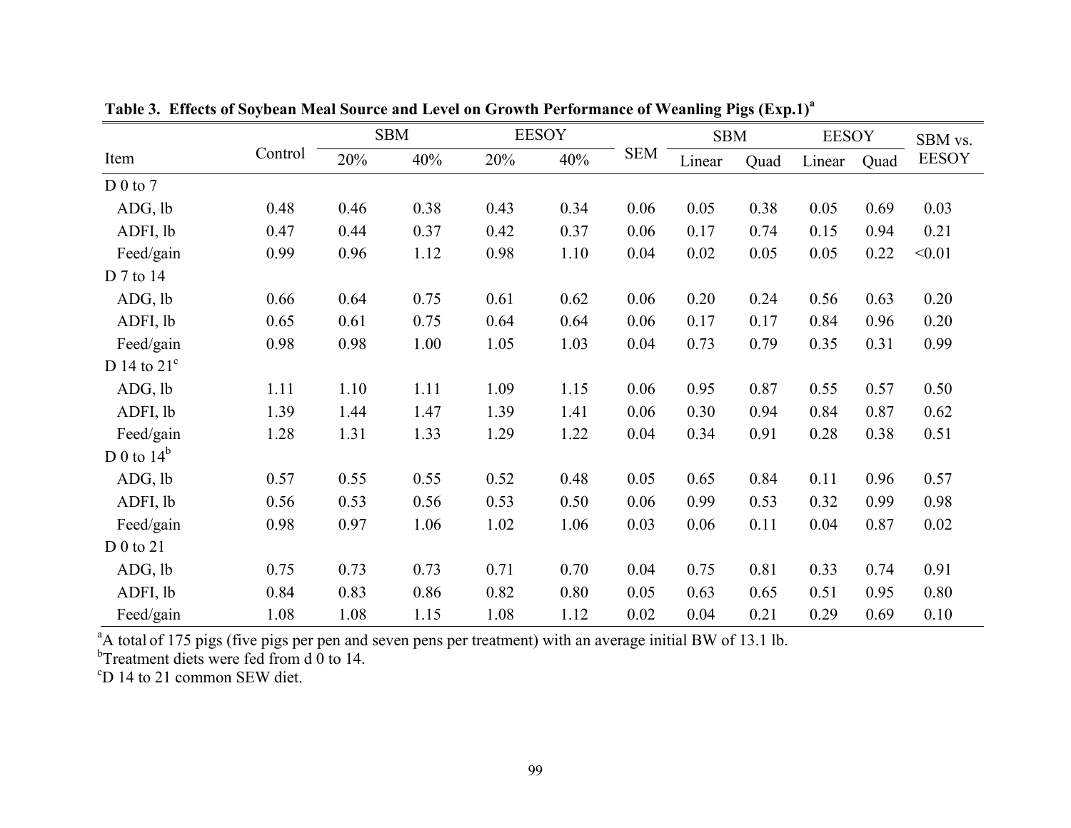**Table 3. Effects of Soybean Meal Source and Level on Growth Performance of Weanling Pigs (Exp.1)[a]**

| Item | Control | SBM | | EESOY | | SEM | SBM | | EESOY | | SBM vs. EESOY |
|---|---|---|---|---|---|---|---|---|---|---|---|
| | | 20% | 40% | 20% | 40% | | Linear | Quad | Linear | Quad | |
| D 0 to 7 | | | | | | | | | | | |
| ADG, lb | 0.48 | 0.46 | 0.38 | 0.43 | 0.34 | 0.06 | 0.05 | 0.38 | 0.05 | 0.69 | 0.03 |
| ADFI, lb | 0.47 | 0.44 | 0.37 | 0.42 | 0.37 | 0.06 | 0.17 | 0.74 | 0.15 | 0.94 | 0.21 |
| Feed/gain | 0.99 | 0.96 | 1.12 | 0.98 | 1.10 | 0.04 | 0.02 | 0.05 | 0.05 | 0.22 | <0.01 |
| D 7 to 14 | | | | | | | | | | | |
| ADG, lb | 0.66 | 0.64 | 0.75 | 0.61 | 0.62 | 0.06 | 0.20 | 0.24 | 0.56 | 0.63 | 0.20 |
| ADFI, lb | 0.65 | 0.61 | 0.75 | 0.64 | 0.64 | 0.06 | 0.17 | 0.17 | 0.84 | 0.96 | 0.20 |
| Feed/gain | 0.98 | 0.98 | 1.00 | 1.05 | 1.03 | 0.04 | 0.73 | 0.79 | 0.35 | 0.31 | 0.99 |
| D 14 to 21[c] | | | | | | | | | | | |
| ADG, lb | 1.11 | 1.10 | 1.11 | 1.09 | 1.15 | 0.06 | 0.95 | 0.87 | 0.55 | 0.57 | 0.50 |
| ADFI, lb | 1.39 | 1.44 | 1.47 | 1.39 | 1.41 | 0.06 | 0.30 | 0.94 | 0.84 | 0.87 | 0.62 |
| Feed/gain | 1.28 | 1.31 | 1.33 | 1.29 | 1.22 | 0.04 | 0.34 | 0.91 | 0.28 | 0.38 | 0.51 |
| D 0 to 14[b] | | | | | | | | | | | |
| ADG, lb | 0.57 | 0.55 | 0.55 | 0.52 | 0.48 | 0.05 | 0.65 | 0.84 | 0.11 | 0.96 | 0.57 |
| ADFI, lb | 0.56 | 0.53 | 0.56 | 0.53 | 0.50 | 0.06 | 0.99 | 0.53 | 0.32 | 0.99 | 0.98 |
| Feed/gain | 0.98 | 0.97 | 1.06 | 1.02 | 1.06 | 0.03 | 0.06 | 0.11 | 0.04 | 0.87 | 0.02 |
| D 0 to 21 | | | | | | | | | | | |
| ADG, lb | 0.75 | 0.73 | 0.73 | 0.71 | 0.70 | 0.04 | 0.75 | 0.81 | 0.33 | 0.74 | 0.91 |
| ADFI, lb | 0.84 | 0.83 | 0.86 | 0.82 | 0.80 | 0.05 | 0.63 | 0.65 | 0.51 | 0.95 | 0.80 |
| Feed/gain | 1.08 | 1.08 | 1.15 | 1.08 | 1.12 | 0.02 | 0.04 | 0.21 | 0.29 | 0.69 | 0.10 |

[a]A total of 175 pigs (five pigs per pen and seven pens per treatment) with an average initial BW of 13.1 lb.
[b]Treatment diets were fed from d 0 to 14.
[c]D 14 to 21 common SEW diet.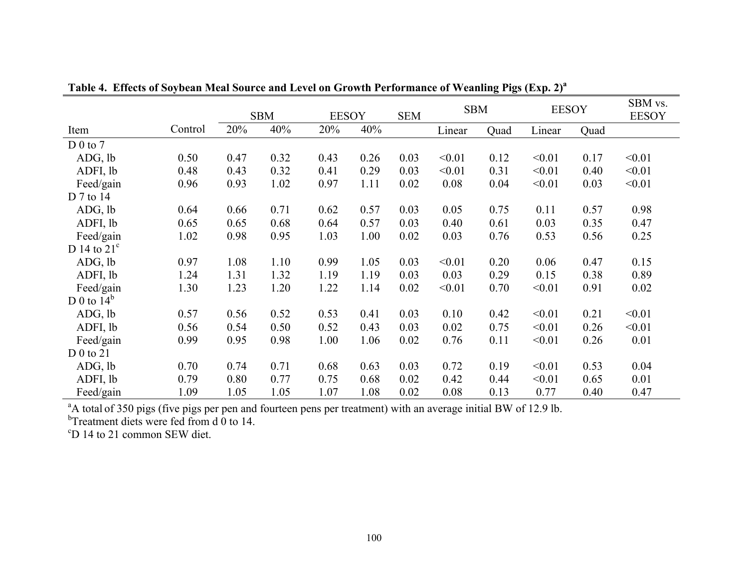**Table 4. Effects of Soybean Meal Source and Level on Growth Performance of Weanling Pigs (Exp. 2)[a]**

| | | SBM | | EESOY | | SEM | SBM | | EESOY | | SBM vs. EESOY |
|---|---|---|---|---|---|---|---|---|---|---|---|
| Item | Control | 20% | 40% | 20% | 40% | | Linear | Quad | Linear | Quad | |
| D 0 to 7 | | | | | | | | | | | |
| ADG, lb | 0.50 | 0.47 | 0.32 | 0.43 | 0.26 | 0.03 | <0.01 | 0.12 | <0.01 | 0.17 | <0.01 |
| ADFI, lb | 0.48 | 0.43 | 0.32 | 0.41 | 0.29 | 0.03 | <0.01 | 0.31 | <0.01 | 0.40 | <0.01 |
| Feed/gain | 0.96 | 0.93 | 1.02 | 0.97 | 1.11 | 0.02 | 0.08 | 0.04 | <0.01 | 0.03 | <0.01 |
| D 7 to 14 | | | | | | | | | | | |
| ADG, lb | 0.64 | 0.66 | 0.71 | 0.62 | 0.57 | 0.03 | 0.05 | 0.75 | 0.11 | 0.57 | 0.98 |
| ADFI, lb | 0.65 | 0.65 | 0.68 | 0.64 | 0.57 | 0.03 | 0.40 | 0.61 | 0.03 | 0.35 | 0.47 |
| Feed/gain | 1.02 | 0.98 | 0.95 | 1.03 | 1.00 | 0.02 | 0.03 | 0.76 | 0.53 | 0.56 | 0.25 |
| D 14 to 21[c] | | | | | | | | | | | |
| ADG, lb | 0.97 | 1.08 | 1.10 | 0.99 | 1.05 | 0.03 | <0.01 | 0.20 | 0.06 | 0.47 | 0.15 |
| ADFI, lb | 1.24 | 1.31 | 1.32 | 1.19 | 1.19 | 0.03 | 0.03 | 0.29 | 0.15 | 0.38 | 0.89 |
| Feed/gain | 1.30 | 1.23 | 1.20 | 1.22 | 1.14 | 0.02 | <0.01 | 0.70 | <0.01 | 0.91 | 0.02 |
| D 0 to 14[b] | | | | | | | | | | | |
| ADG, lb | 0.57 | 0.56 | 0.52 | 0.53 | 0.41 | 0.03 | 0.10 | 0.42 | <0.01 | 0.21 | <0.01 |
| ADFI, lb | 0.56 | 0.54 | 0.50 | 0.52 | 0.43 | 0.03 | 0.02 | 0.75 | <0.01 | 0.26 | <0.01 |
| Feed/gain | 0.99 | 0.95 | 0.98 | 1.00 | 1.06 | 0.02 | 0.76 | 0.11 | <0.01 | 0.26 | 0.01 |
| D 0 to 21 | | | | | | | | | | | |
| ADG, lb | 0.70 | 0.74 | 0.71 | 0.68 | 0.63 | 0.03 | 0.72 | 0.19 | <0.01 | 0.53 | 0.04 |
| ADFI, lb | 0.79 | 0.80 | 0.77 | 0.75 | 0.68 | 0.02 | 0.42 | 0.44 | <0.01 | 0.65 | 0.01 |
| Feed/gain | 1.09 | 1.05 | 1.05 | 1.07 | 1.08 | 0.02 | 0.08 | 0.13 | 0.77 | 0.40 | 0.47 |

[a]A total of 350 pigs (five pigs per pen and fourteen pens per treatment) with an average initial BW of 12.9 lb.
[b]Treatment diets were fed from d 0 to 14.
[c]D 14 to 21 common SEW diet.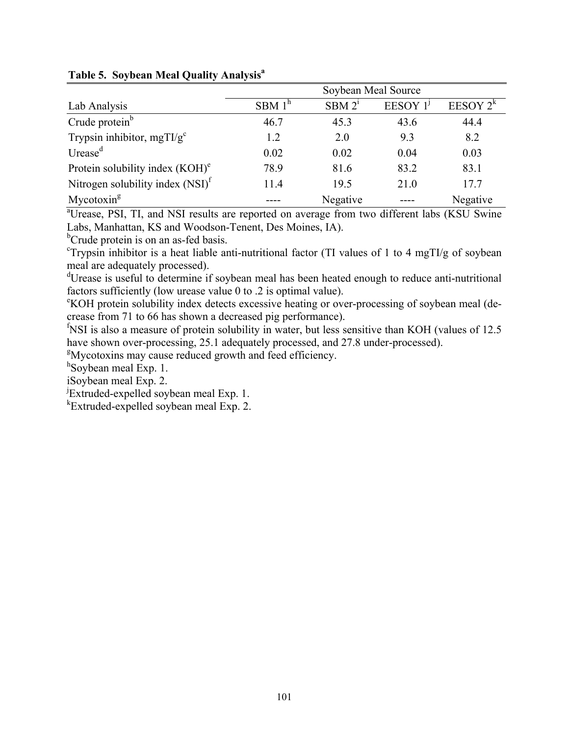**Table 5. Soybean Meal Quality Analysis[a]**

| | Soybean Meal Source | | | |
|---|---|---|---|---|
| Lab Analysis | SBM 1[h] | SBM 2[i] | EESOY 1[j] | EESOY 2[k] |
| Crude protein[b] | 46.7 | 45.3 | 43.6 | 44.4 |
| Trypsin inhibitor, mgTI/g[c] | 1.2 | 2.0 | 9.3 | 8.2 |
| Urease[d] | 0.02 | 0.02 | 0.04 | 0.03 |
| Protein solubility index (KOH)[e] | 78.9 | 81.6 | 83.2 | 83.1 |
| Nitrogen solubility index (NSI)[f] | 11.4 | 19.5 | 21.0 | 17.7 |
| Mycotoxin[g] | ---- | Negative | ---- | Negative |

[a]Urease, PSI, TI, and NSI results are reported on average from two different labs (KSU Swine Labs, Manhattan, KS and Woodson-Tenent, Des Moines, IA).
[b]Crude protein is on an as-fed basis.
[c]Trypsin inhibitor is a heat liable anti-nutritional factor (TI values of 1 to 4 mgTI/g of soybean meal are adequately processed).
[d]Urease is useful to determine if soybean meal has been heated enough to reduce anti-nutritional factors sufficiently (low urease value 0 to .2 is optimal value).
[e]KOH protein solubility index detects excessive heating or over-processing of soybean meal (decrease from 71 to 66 has shown a decreased pig performance).
[f]NSI is also a measure of protein solubility in water, but less sensitive than KOH (values of 12.5 have shown over-processing, 25.1 adequately processed, and 27.8 under-processed).
[g]Mycotoxins may cause reduced growth and feed efficiency.
[h]Soybean meal Exp. 1.
iSoybean meal Exp. 2.
[j]Extruded-expelled soybean meal Exp. 1.
[k]Extruded-expelled soybean meal Exp. 2.